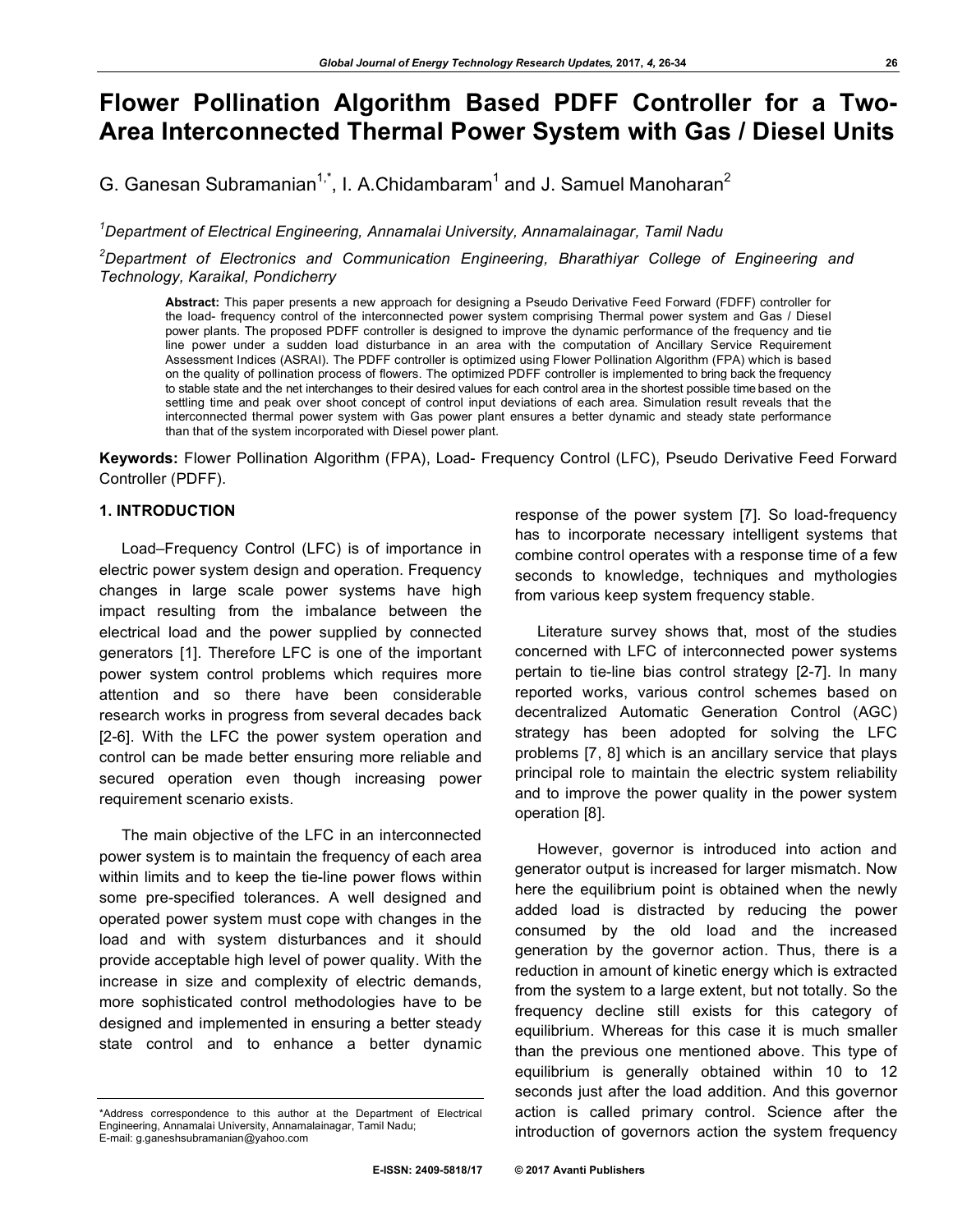# Flower Pollination Algorithm Based PDFF Controller for a Two-Area Interconnected Thermal Power System with Gas / Diesel Units

G. Ganesan Subramanian[1,*], I. A.Chidambaram[1] and J. Samuel Manoharan[2]

*[1]Department of Electrical Engineering, Annamalai University, Annamalainagar, Tamil Nadu*

*[2]Department of Electronics and Communication Engineering, Bharathiyar College of Engineering and Technology, Karaikal, Pondicherry*

**Abstract:** This paper presents a new approach for designing a Pseudo Derivative Feed Forward (FDFF) controller for the load- frequency control of the interconnected power system comprising Thermal power system and Gas / Diesel power plants. The proposed PDFF controller is designed to improve the dynamic performance of the frequency and tie line power under a sudden load disturbance in an area with the computation of Ancillary Service Requirement Assessment Indices (ASRAI). The PDFF controller is optimized using Flower Pollination Algorithm (FPA) which is based on the quality of pollination process of flowers. The optimized PDFF controller is implemented to bring back the frequency to stable state and the net interchanges to their desired values for each control area in the shortest possible time based on the settling time and peak over shoot concept of control input deviations of each area. Simulation result reveals that the interconnected thermal power system with Gas power plant ensures a better dynamic and steady state performance than that of the system incorporated with Diesel power plant.

**Keywords:** Flower Pollination Algorithm (FPA), Load- Frequency Control (LFC), Pseudo Derivative Feed Forward Controller (PDFF).

## 1. INTRODUCTION

Load–Frequency Control (LFC) is of importance in electric power system design and operation. Frequency changes in large scale power systems have high impact resulting from the imbalance between the electrical load and the power supplied by connected generators [1]. Therefore LFC is one of the important power system control problems which requires more attention and so there have been considerable research works in progress from several decades back [2-6]. With the LFC the power system operation and control can be made better ensuring more reliable and secured operation even though increasing power requirement scenario exists.

The main objective of the LFC in an interconnected power system is to maintain the frequency of each area within limits and to keep the tie-line power flows within some pre-specified tolerances. A well designed and operated power system must cope with changes in the load and with system disturbances and it should provide acceptable high level of power quality. With the increase in size and complexity of electric demands, more sophisticated control methodologies have to be designed and implemented in ensuring a better steady state control and to enhance a better dynamic response of the power system [7]. So load-frequency has to incorporate necessary intelligent systems that combine control operates with a response time of a few seconds to knowledge, techniques and mythologies from various keep system frequency stable.

Literature survey shows that, most of the studies concerned with LFC of interconnected power systems pertain to tie-line bias control strategy [2-7]. In many reported works, various control schemes based on decentralized Automatic Generation Control (AGC) strategy has been adopted for solving the LFC problems [7, 8] which is an ancillary service that plays principal role to maintain the electric system reliability and to improve the power quality in the power system operation [8].

However, governor is introduced into action and generator output is increased for larger mismatch. Now here the equilibrium point is obtained when the newly added load is distracted by reducing the power consumed by the old load and the increased generation by the governor action. Thus, there is a reduction in amount of kinetic energy which is extracted from the system to a large extent, but not totally. So the frequency decline still exists for this category of equilibrium. Whereas for this case it is much smaller than the previous one mentioned above. This type of equilibrium is generally obtained within 10 to 12 seconds just after the load addition. And this governor action is called primary control. Science after the introduction of governors action the system frequency

*Address correspondence to this author at the Department of Electrical Engineering, Annamalai University, Annamalainagar, Tamil Nadu; E-mail: g.ganeshsubramanian@yahoo.com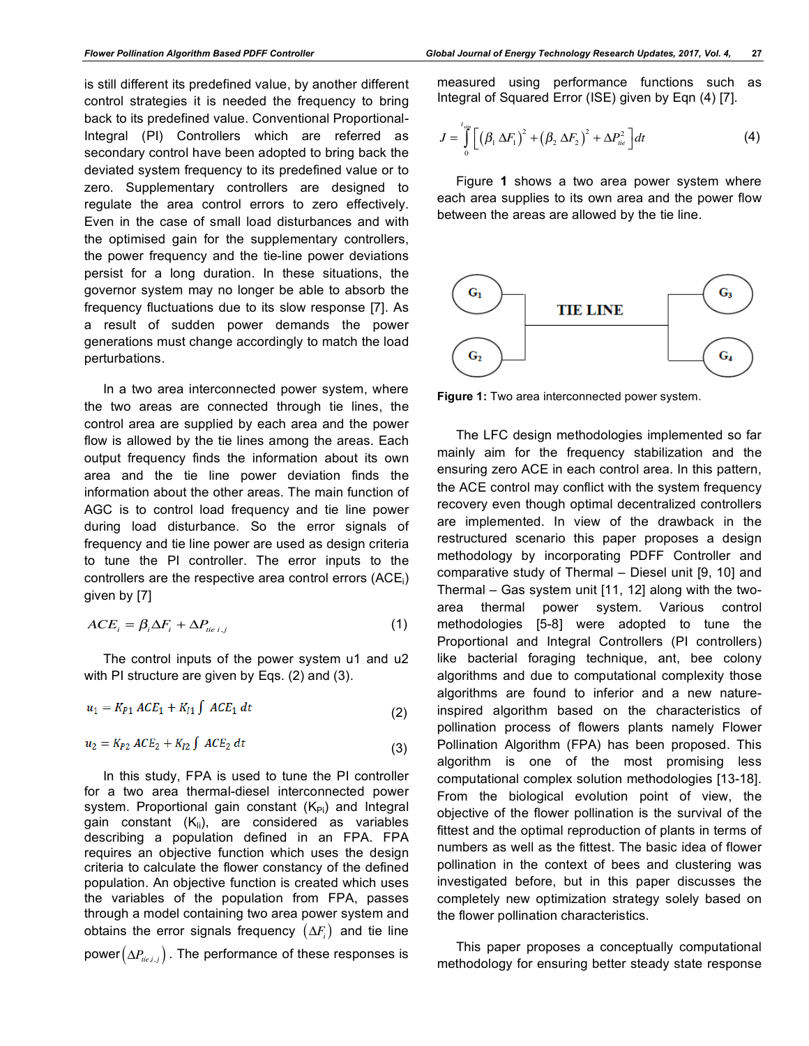is still different its predefined value, by another different control strategies it is needed the frequency to bring back to its predefined value. Conventional Proportional-Integral (PI) Controllers which are referred as secondary control have been adopted to bring back the deviated system frequency to its predefined value or to zero. Supplementary controllers are designed to regulate the area control errors to zero effectively. Even in the case of small load disturbances and with the optimised gain for the supplementary controllers, the power frequency and the tie-line power deviations persist for a long duration. In these situations, the governor system may no longer be able to absorb the frequency fluctuations due to its slow response [7]. As a result of sudden power demands the power generations must change accordingly to match the load perturbations.

In a two area interconnected power system, where the two areas are connected through tie lines, the control area are supplied by each area and the power flow is allowed by the tie lines among the areas. Each output frequency finds the information about its own area and the tie line power deviation finds the information about the other areas. The main function of AGC is to control load frequency and tie line power during load disturbance. So the error signals of frequency and tie line power are used as design criteria to tune the PI controller. The error inputs to the controllers are the respective area control errors ($ACE_i$) given by [7]

$$ACE_i = \beta_i \Delta F_i + \Delta P_{tie\,i,j} \tag{1}$$

The control inputs of the power system u1 and u2 with PI structure are given by Eqs. (2) and (3).

$$u_1 = K_{P1}\, ACE_1 + K_{I1} \int ACE_1\, dt \tag{2}$$

$$u_2 = K_{P2}\, ACE_2 + K_{I2} \int ACE_2\, dt \tag{3}$$

In this study, FPA is used to tune the PI controller for a two area thermal-diesel interconnected power system. Proportional gain constant ($K_{Pi}$) and Integral gain constant ($K_{Ii}$), are considered as variables describing a population defined in an FPA. FPA requires an objective function which uses the design criteria to calculate the flower constancy of the defined population. An objective function is created which uses the variables of the population from FPA, passes through a model containing two area power system and obtains the error signals frequency $(\Delta F_i)$ and tie line power$(\Delta P_{tie\,i,j})$. The performance of these responses is measured using performance functions such as Integral of Squared Error (ISE) given by Eqn (4) [7].

$$J = \int_0^{t_{sim}} \left[ \left(\beta_1 \Delta F_1\right)^2 + \left(\beta_2 \Delta F_2\right)^2 + \Delta P_{tie}^2 \right] dt \tag{4}$$

Figure **1** shows a two area power system where each area supplies to its own area and the power flow between the areas are allowed by the tie line.

G1
G2
TIE LINE
G3
G4

**Figure 1:** Two area interconnected power system.

The LFC design methodologies implemented so far mainly aim for the frequency stabilization and the ensuring zero ACE in each control area. In this pattern, the ACE control may conflict with the system frequency recovery even though optimal decentralized controllers are implemented. In view of the drawback in the restructured scenario this paper proposes a design methodology by incorporating PDFF Controller and comparative study of Thermal – Diesel unit [9, 10] and Thermal – Gas system unit [11, 12] along with the two-area thermal power system. Various control methodologies [5-8] were adopted to tune the Proportional and Integral Controllers (PI controllers) like bacterial foraging technique, ant, bee colony algorithms and due to computational complexity those algorithms are found to inferior and a new nature-inspired algorithm based on the characteristics of pollination process of flowers plants namely Flower Pollination Algorithm (FPA) has been proposed. This algorithm is one of the most promising less computational complex solution methodologies [13-18]. From the biological evolution point of view, the objective of the flower pollination is the survival of the fittest and the optimal reproduction of plants in terms of numbers as well as the fittest. The basic idea of flower pollination in the context of bees and clustering was investigated before, but in this paper discusses the completely new optimization strategy solely based on the flower pollination characteristics.

This paper proposes a conceptually computational methodology for ensuring better steady state response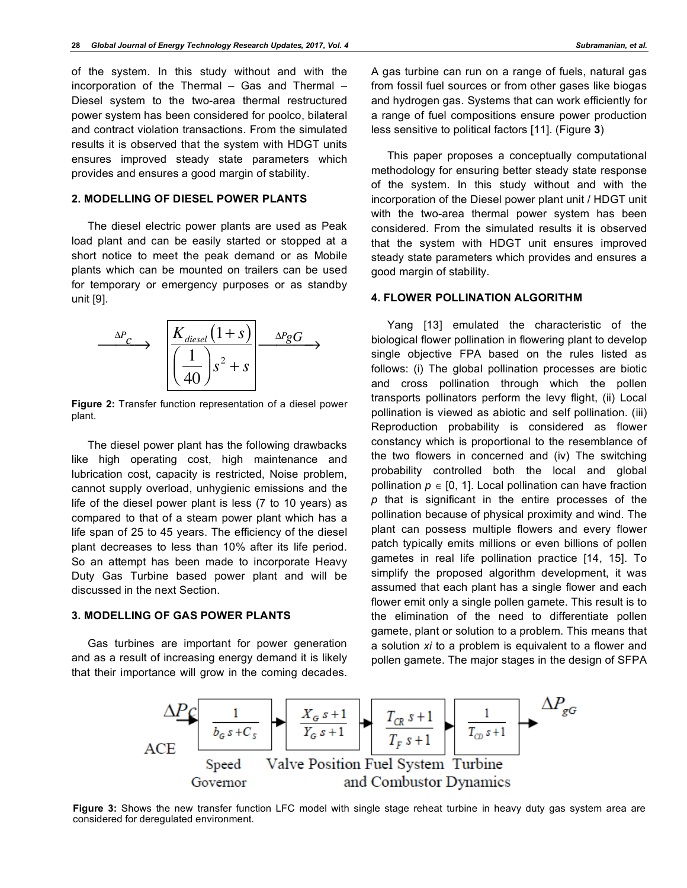of the system. In this study without and with the incorporation of the Thermal – Gas and Thermal – Diesel system to the two-area thermal restructured power system has been considered for poolco, bilateral and contract violation transactions. From the simulated results it is observed that the system with HDGT units ensures improved steady state parameters which provides and ensures a good margin of stability.

## 2. MODELLING OF DIESEL POWER PLANTS

The diesel electric power plants are used as Peak load plant and can be easily started or stopped at a short notice to meet the peak demand or as Mobile plants which can be mounted on trailers can be used for temporary or emergency purposes or as standby unit [9].

$\Delta P_C$

$$\frac{K_{diesel}(1+s)}{\left(\frac{1}{40}\right)s^2+s}$$

$\Delta P_{gG}$

**Figure 2:** Transfer function representation of a diesel power plant.

The diesel power plant has the following drawbacks like high operating cost, high maintenance and lubrication cost, capacity is restricted, Noise problem, cannot supply overload, unhygienic emissions and the life of the diesel power plant is less (7 to 10 years) as compared to that of a steam power plant which has a life span of 25 to 45 years. The efficiency of the diesel plant decreases to less than 10% after its life period. So an attempt has been made to incorporate Heavy Duty Gas Turbine based power plant and will be discussed in the next Section.

## 3. MODELLING OF GAS POWER PLANTS

Gas turbines are important for power generation and as a result of increasing energy demand it is likely that their importance will grow in the coming decades. A gas turbine can run on a range of fuels, natural gas from fossil fuel sources or from other gases like biogas and hydrogen gas. Systems that can work efficiently for a range of fuel compositions ensure power production less sensitive to political factors [11]. (Figure **3**)

This paper proposes a conceptually computational methodology for ensuring better steady state response of the system. In this study without and with the incorporation of the Diesel power plant unit / HDGT unit with the two-area thermal power system has been considered. From the simulated results it is observed that the system with HDGT unit ensures improved steady state parameters which provides and ensures a good margin of stability.

## 4. FLOWER POLLINATION ALGORITHM

Yang [13] emulated the characteristic of the biological flower pollination in flowering plant to develop single objective FPA based on the rules listed as follows: (i) The global pollination processes are biotic and cross pollination through which the pollen transports pollinators perform the levy flight, (ii) Local pollination is viewed as abiotic and self pollination. (iii) Reproduction probability is considered as flower constancy which is proportional to the resemblance of the two flowers in concerned and (iv) The switching probability controlled both the local and global pollination $p \in [0, 1]$. Local pollination can have fraction $p$ that is significant in the entire processes of the pollination because of physical proximity and wind. The plant can possess multiple flowers and every flower patch typically emits millions or even billions of pollen gametes in real life pollination practice [14, 15]. To simplify the proposed algorithm development, it was assumed that each plant has a single flower and each flower emit only a single pollen gamete. This is to the elimination of the need to differentiate pollen gamete, plant or solution to a problem. This means that a solution $xi$ to a problem is equivalent to a flower and pollen gamete. The major stages in the design of SFPA

$\Delta P_C$ ACE

$$\frac{1}{b_G s+C_S} \rightarrow \frac{X_G s+1}{Y_G s+1} \rightarrow \frac{T_{CR} s+1}{T_F s+1} \rightarrow \frac{1}{T_{CD} s+1}$$

$\Delta P_{gG}$

Speed Governor

Valve Position Fuel System

Turbine and Combustor Dynamics

**Figure 3:** Shows the new transfer function LFC model with single stage reheat turbine in heavy duty gas system area are considered for deregulated environment.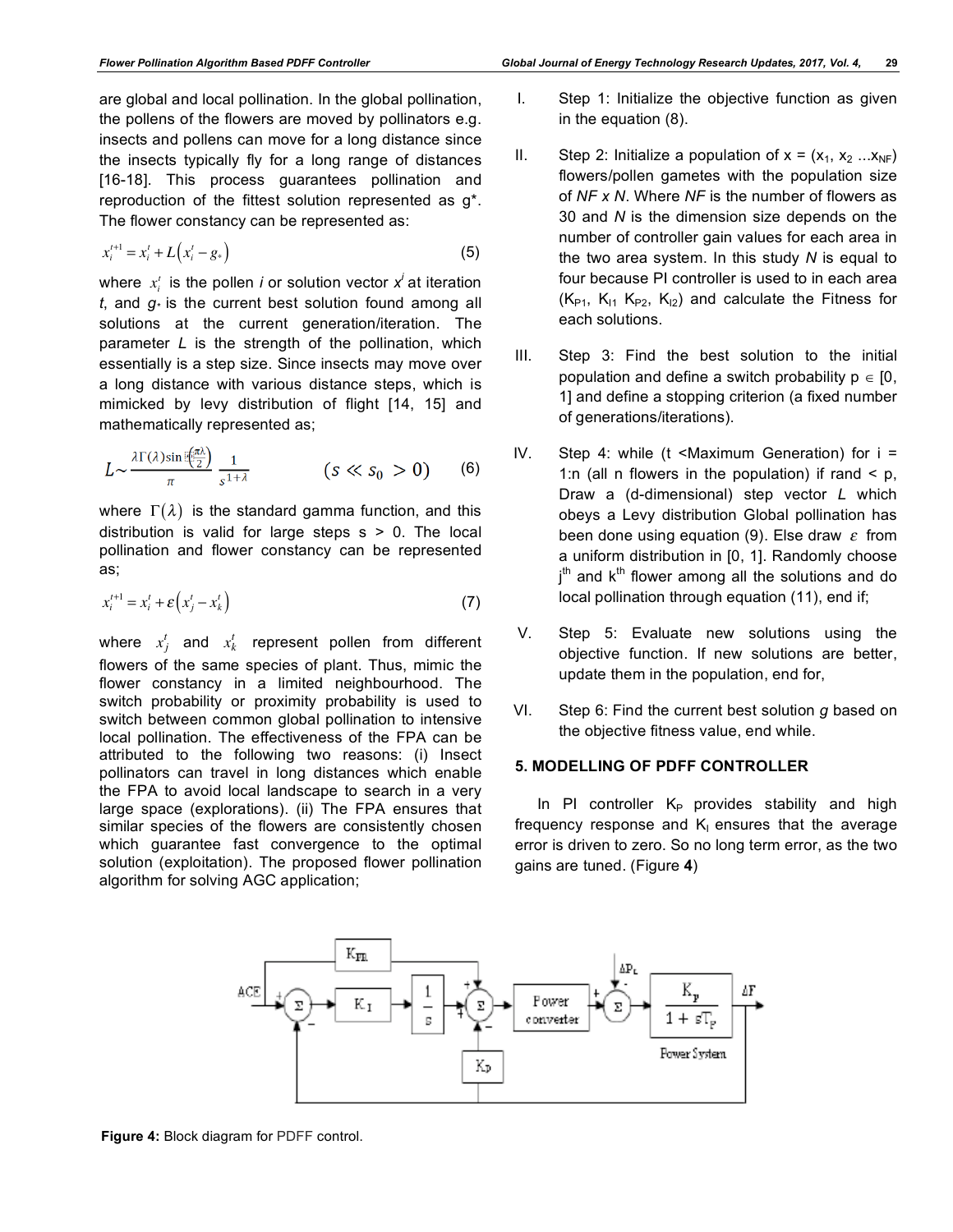are global and local pollination. In the global pollination, the pollens of the flowers are moved by pollinators e.g. insects and pollens can move for a long distance since the insects typically fly for a long range of distances [16-18]. This process guarantees pollination and reproduction of the fittest solution represented as g*. The flower constancy can be represented as:

$$x_i^{t+1} = x_i^t + L\left(x_i^t - g_*\right) \tag{5}$$

where $x_i^t$ is the pollen *i* or solution vector $x^i$ at iteration *t*, and $g_*$ is the current best solution found among all solutions at the current generation/iteration. The parameter *L* is the strength of the pollination, which essentially is a step size. Since insects may move over a long distance with various distance steps, which is mimicked by levy distribution of flight [14, 15] and mathematically represented as;

$$L \sim \frac{\lambda \Gamma(\lambda) \sin\left(\frac{\pi\lambda}{2}\right)}{\pi} \frac{1}{s^{1+\lambda}} \qquad (s \ll s_0 > 0) \tag{6}$$

where $\Gamma(\lambda)$ is the standard gamma function, and this distribution is valid for large steps s > 0. The local pollination and flower constancy can be represented as;

$$x_i^{t+1} = x_i^t + \varepsilon\left(x_j^t - x_k^t\right) \tag{7}$$

where $x_j^t$ and $x_k^t$ represent pollen from different flowers of the same species of plant. Thus, mimic the flower constancy in a limited neighbourhood. The switch probability or proximity probability is used to switch between common global pollination to intensive local pollination. The effectiveness of the FPA can be attributed to the following two reasons: (i) Insect pollinators can travel in long distances which enable the FPA to avoid local landscape to search in a very large space (explorations). (ii) The FPA ensures that similar species of the flowers are consistently chosen which guarantee fast convergence to the optimal solution (exploitation). The proposed flower pollination algorithm for solving AGC application;

I. Step 1: Initialize the objective function as given in the equation (8).

II. Step 2: Initialize a population of x = ($x_1$, $x_2$ ...$x_{NF}$) flowers/pollen gametes with the population size of *NF x N*. Where *NF* is the number of flowers as 30 and *N* is the dimension size depends on the number of controller gain values for each area in the two area system. In this study *N* is equal to four because PI controller is used to in each area ($K_{P1}$, $K_{I1}$ $K_{P2}$, $K_{I2}$) and calculate the Fitness for each solutions.

III. Step 3: Find the best solution to the initial population and define a switch probability p ∈ [0, 1] and define a stopping criterion (a fixed number of generations/iterations).

IV. Step 4: while (t <Maximum Generation) for i = 1:n (all n flowers in the population) if rand < p, Draw a (d-dimensional) step vector *L* which obeys a Levy distribution Global pollination has been done using equation (9). Else draw $\varepsilon$ from a uniform distribution in [0, 1]. Randomly choose $j^{th}$ and $k^{th}$ flower among all the solutions and do local pollination through equation (11), end if;

V. Step 5: Evaluate new solutions using the objective function. If new solutions are better, update them in the population, end for,

VI. Step 6: Find the current best solution *g* based on the objective fitness value, end while.

## 5. MODELLING OF PDFF CONTROLLER

In PI controller $K_P$ provides stability and high frequency response and $K_I$ ensures that the average error is driven to zero. So no long term error, as the two gains are tuned. (Figure **4**)

ACE
$K_{FR}$
Σ
$K_I$
$\frac{1}{s}$
Σ
Power converter
$\Delta P_L$
Σ
$\frac{K_p}{1 + sT_p}$
ΔF
Power System
$K_D$

**Figure 4:** Block diagram for PDFF control.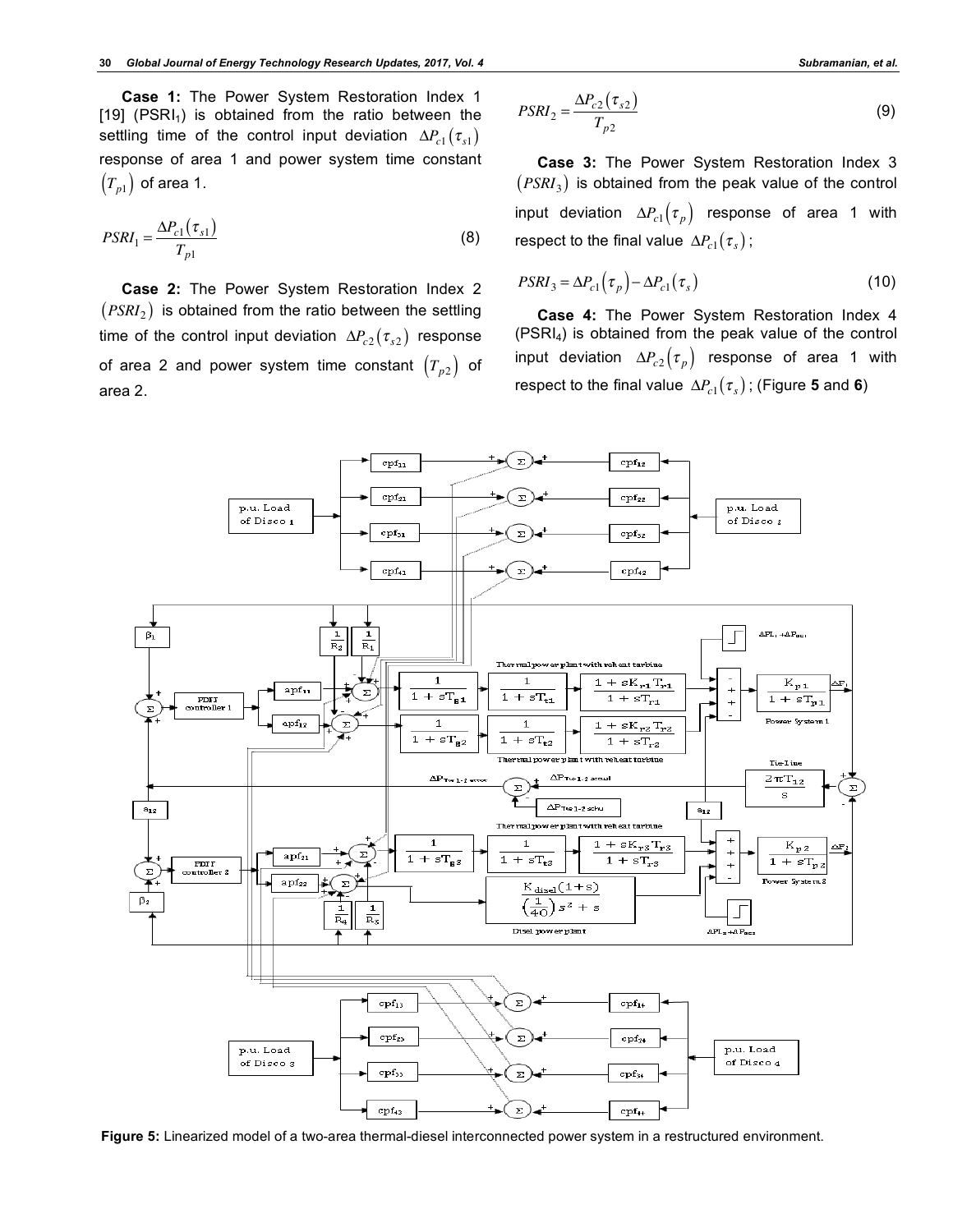**Case 1:** The Power System Restoration Index 1 [19] ($PSRI_1$) is obtained from the ratio between the settling time of the control input deviation $\Delta P_{c1}(\tau_{s1})$ response of area 1 and power system time constant $(T_{p1})$ of area 1.

$$PSRI_1 = \frac{\Delta P_{c1}(\tau_{s1})}{T_{p1}} \tag{8}$$

**Case 2:** The Power System Restoration Index 2 $(PSRI_2)$ is obtained from the ratio between the settling time of the control input deviation $\Delta P_{c2}(\tau_{s2})$ response of area 2 and power system time constant $(T_{p2})$ of area 2.

$$PSRI_2 = \frac{\Delta P_{c2}(\tau_{s2})}{T_{p2}} \tag{9}$$

**Case 3:** The Power System Restoration Index 3 $(PSRI_3)$ is obtained from the peak value of the control input deviation $\Delta P_{c1}(\tau_p)$ response of area 1 with respect to the final value $\Delta P_{c1}(\tau_s)$;

$$PSRI_3 = \Delta P_{c1}(\tau_p) - \Delta P_{c1}(\tau_s) \tag{10}$$

**Case 4:** The Power System Restoration Index 4 ($PSRI_4$) is obtained from the peak value of the control input deviation $\Delta P_{c2}(\tau_p)$ response of area 1 with respect to the final value $\Delta P_{c1}(\tau_s)$; (Figure **5** and **6**)

**Figure 5:** Linearized model of a two-area thermal-diesel interconnected power system in a restructured environment.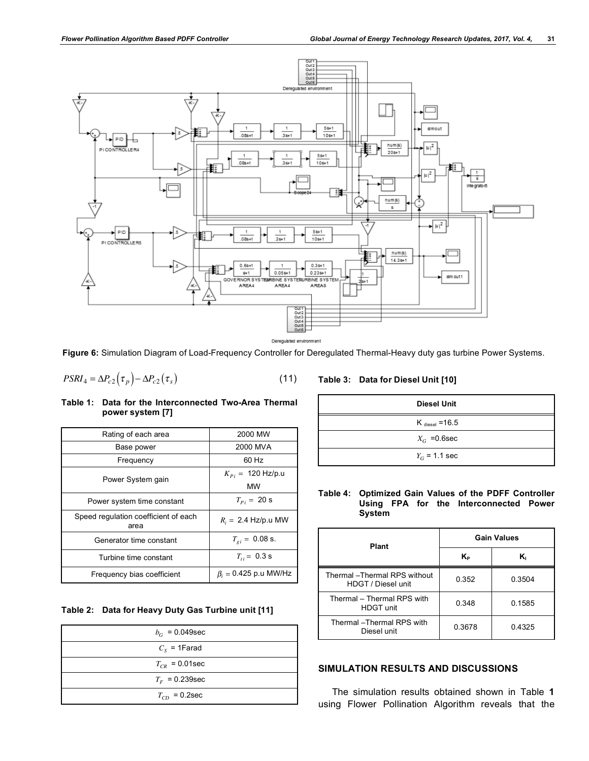Figure 6: Simulation Diagram of Load-Frequency Controller for Deregulated Thermal-Heavy duty gas turbine Power Systems.

$$PSRI_4 = \Delta P_{c2}(\tau_p) - \Delta P_{c2}(\tau_s) \tag{11}$$

**Table 1: Data for the Interconnected Two-Area Thermal power system [7]**

| | |
|---|---|
| Rating of each area | 2000 MW |
| Base power | 2000 MVA |
| Frequency | 60 Hz |
| Power System gain | $K_{Pi}$ = 120 Hz/p.u MW |
| Power system time constant | $T_{Pi}$ = 20 s |
| Speed regulation coefficient of each area | $R_i$ = 2.4 Hz/p.u MW |
| Generator time constant | $T_{gi}$ = 0.08 s. |
| Turbine time constant | $T_{ti}$ = 0.3 s |
| Frequency bias coefficient | $\beta_i$ = 0.425 p.u MW/Hz |

**Table 2: Data for Heavy Duty Gas Turbine unit [11]**

| |
|---|
| $b_G$ = 0.049sec |
| $C_S$ = 1Farad |
| $T_{CR}$ = 0.01sec |
| $T_F$ = 0.239sec |
| $T_{CD}$ = 0.2sec |

**Table 3: Data for Diesel Unit [10]**

| Diesel Unit |
|---|
| $K_{diesel}$ =16.5 |
| $X_G$ =0.6sec |
| $Y_G$ = 1.1 sec |

**Table 4: Optimized Gain Values of the PDFF Controller Using FPA for the Interconnected Power System**

| Plant | Gain Values | |
|---|---|---|
| | $K_P$ | $K_I$ |
| Thermal –Thermal RPS without HDGT / Diesel unit | 0.352 | 0.3504 |
| Thermal – Thermal RPS with HDGT unit | 0.348 | 0.1585 |
| Thermal –Thermal RPS with Diesel unit | 0.3678 | 0.4325 |

## SIMULATION RESULTS AND DISCUSSIONS

The simulation results obtained shown in Table **1** using Flower Pollination Algorithm reveals that the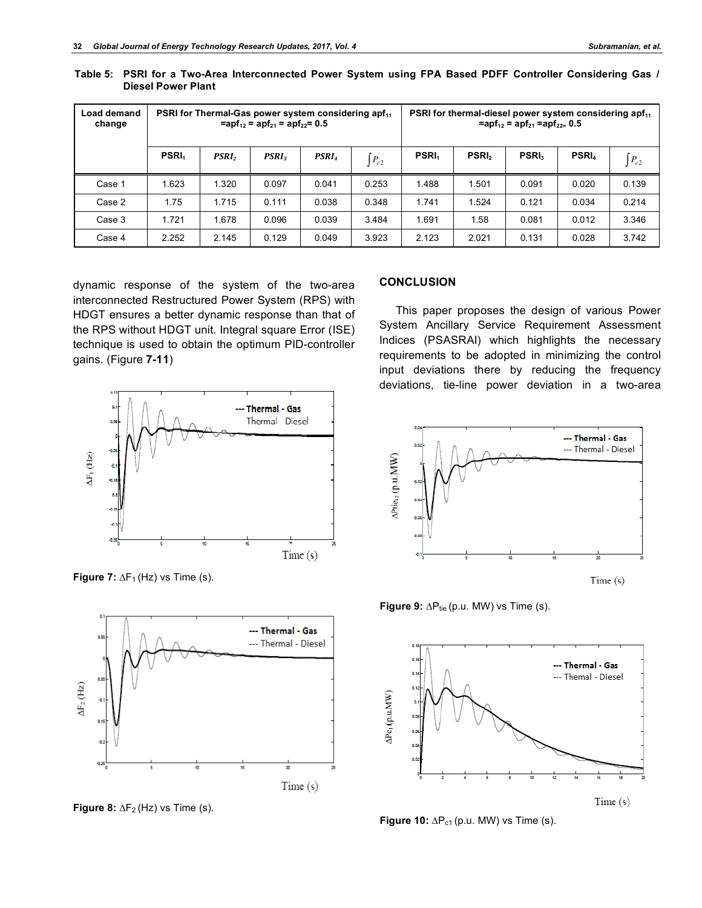**Table 5: PSRI for a Two-Area Interconnected Power System using FPA Based PDFF Controller Considering Gas / Diesel Power Plant**

| Load demand change | PSRI for Thermal-Gas power system considering $apf_{11}$ =$apf_{12}$ = $apf_{21}$ = $apf_{22}$= 0.5 | | | | | PSRI for thermal-diesel power system considering $apf_{11}$ =$apf_{12}$ = $apf_{21}$ =$apf_{22}$= 0.5 | | | | |
|---|---|---|---|---|---|---|---|---|---|---|
| | $PSRI_1$ | $PSRI_2$ | $PSRI_3$ | $PSRI_4$ | $\int P_{c2}$ | $PSRI_1$ | $PSRI_2$ | $PSRI_3$ | $PSRI_4$ | $\int P_{c2}$ |
| Case 1 | 1.623 | 1.320 | 0.097 | 0.041 | 0.253 | 1.488 | 1.501 | 0.091 | 0.020 | 0.139 |
| Case 2 | 1.75 | 1.715 | 0.111 | 0.038 | 0.348 | 1.741 | 1.524 | 0.121 | 0.034 | 0.214 |
| Case 3 | 1.721 | 1.678 | 0.096 | 0.039 | 3.484 | 1.691 | 1.58 | 0.081 | 0.012 | 3.346 |
| Case 4 | 2.252 | 2.145 | 0.129 | 0.049 | 3.923 | 2.123 | 2.021 | 0.131 | 0.028 | 3.742 |

dynamic response of the system of the two-area interconnected Restructured Power System (RPS) with HDGT ensures a better dynamic response than that of the RPS without HDGT unit. Integral square Error (ISE) technique is used to obtain the optimum PID-controller gains. (Figure **7-11**)

--- Thermal - Gas
Thermal Diesel
ΔF1 (Hz)
Time (s)

**Figure 7:** $\Delta F_1$ (Hz) vs Time (s).

--- Thermal - Gas
--- Thermal - Diesel
ΔF2 (Hz)
Time (s)

**Figure 8:** $\Delta F_2$ (Hz) vs Time (s).

## CONCLUSION

This paper proposes the design of various Power System Ancillary Service Requirement Assessment Indices (PSASRAI) which highlights the necessary requirements to be adopted in minimizing the control input deviations there by reducing the frequency deviations, tie-line power deviation in a two-area

--- Thermal - Gas
--- Thermal - Diesel
ΔPtie12 (p.u.MW)
Time (s)

**Figure 9:** $\Delta P_{tie}$ (p.u. MW) vs Time (s).

--- Thermal - Gas
--- Themal - Diesel
ΔPc1 (p.u.MW)
Time (s)

**Figure 10:** $\Delta P_{c1}$ (p.u. MW) vs Time (s).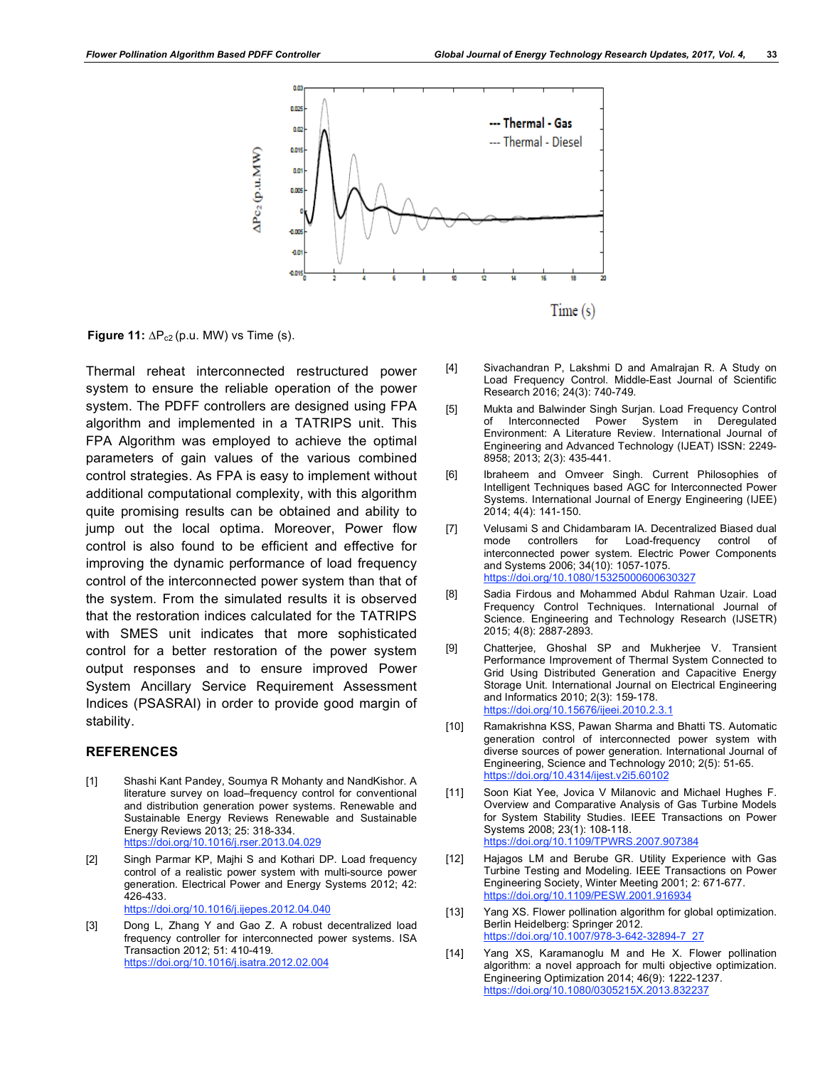0.03
0.025
0.02
0.015
0.01
0.005
0
-0.005
-0.01
-0.015

$\Delta Pc_2$ (p.u.MW)

--- Thermal - Gas
--- Thermal - Diesel

0 2 4 6 8 10 12 14 16 18 20

Time (s)

**Figure 11:** $\Delta P_{c2}$ (p.u. MW) vs Time (s).

Thermal reheat interconnected restructured power system to ensure the reliable operation of the power system. The PDFF controllers are designed using FPA algorithm and implemented in a TATRIPS unit. This FPA Algorithm was employed to achieve the optimal parameters of gain values of the various combined control strategies. As FPA is easy to implement without additional computational complexity, with this algorithm quite promising results can be obtained and ability to jump out the local optima. Moreover, Power flow control is also found to be efficient and effective for improving the dynamic performance of load frequency control of the interconnected power system than that of the system. From the simulated results it is observed that the restoration indices calculated for the TATRIPS with SMES unit indicates that more sophisticated control for a better restoration of the power system output responses and to ensure improved Power System Ancillary Service Requirement Assessment Indices (PSASRAI) in order to provide good margin of stability.

## REFERENCES

[1] Shashi Kant Pandey, Soumya R Mohanty and NandKishor. A literature survey on load–frequency control for conventional and distribution generation power systems. Renewable and Sustainable Energy Reviews Renewable and Sustainable Energy Reviews 2013; 25: 318-334. https://doi.org/10.1016/j.rser.2013.04.029

[2] Singh Parmar KP, Majhi S and Kothari DP. Load frequency control of a realistic power system with multi-source power generation. Electrical Power and Energy Systems 2012; 42: 426-433. https://doi.org/10.1016/j.ijepes.2012.04.040

[3] Dong L, Zhang Y and Gao Z. A robust decentralized load frequency controller for interconnected power systems. ISA Transaction 2012; 51: 410-419. https://doi.org/10.1016/j.isatra.2012.02.004

[4] Sivachandran P, Lakshmi D and Amalrajan R. A Study on Load Frequency Control. Middle-East Journal of Scientific Research 2016; 24(3): 740-749.

[5] Mukta and Balwinder Singh Surjan. Load Frequency Control of Interconnected Power System in Deregulated Environment: A Literature Review. International Journal of Engineering and Advanced Technology (IJEAT) ISSN: 2249-8958; 2013; 2(3): 435-441.

[6] Ibraheem and Omveer Singh. Current Philosophies of Intelligent Techniques based AGC for Interconnected Power Systems. International Journal of Energy Engineering (IJEE) 2014; 4(4): 141-150.

[7] Velusami S and Chidambaram IA. Decentralized Biased dual mode controllers for Load-frequency control of interconnected power system. Electric Power Components and Systems 2006; 34(10): 1057-1075. https://doi.org/10.1080/15325000600630327

[8] Sadia Firdous and Mohammed Abdul Rahman Uzair. Load Frequency Control Techniques. International Journal of Science. Engineering and Technology Research (IJSETR) 2015; 4(8): 2887-2893.

[9] Chatterjee, Ghoshal SP and Mukherjee V. Transient Performance Improvement of Thermal System Connected to Grid Using Distributed Generation and Capacitive Energy Storage Unit. International Journal on Electrical Engineering and Informatics 2010; 2(3): 159-178. https://doi.org/10.15676/ijeei.2010.2.3.1

[10] Ramakrishna KSS, Pawan Sharma and Bhatti TS. Automatic generation control of interconnected power system with diverse sources of power generation. International Journal of Engineering, Science and Technology 2010; 2(5): 51-65. https://doi.org/10.4314/ijest.v2i5.60102

[11] Soon Kiat Yee, Jovica V Milanovic and Michael Hughes F. Overview and Comparative Analysis of Gas Turbine Models for System Stability Studies. IEEE Transactions on Power Systems 2008; 23(1): 108-118. https://doi.org/10.1109/TPWRS.2007.907384

[12] Hajagos LM and Berube GR. Utility Experience with Gas Turbine Testing and Modeling. IEEE Transactions on Power Engineering Society, Winter Meeting 2001; 2: 671-677. https://doi.org/10.1109/PESW.2001.916934

[13] Yang XS. Flower pollination algorithm for global optimization. Berlin Heidelberg: Springer 2012. https://doi.org/10.1007/978-3-642-32894-7_27

[14] Yang XS, Karamanoglu M and He X. Flower pollination algorithm: a novel approach for multi objective optimization. Engineering Optimization 2014; 46(9): 1222-1237. https://doi.org/10.1080/0305215X.2013.832237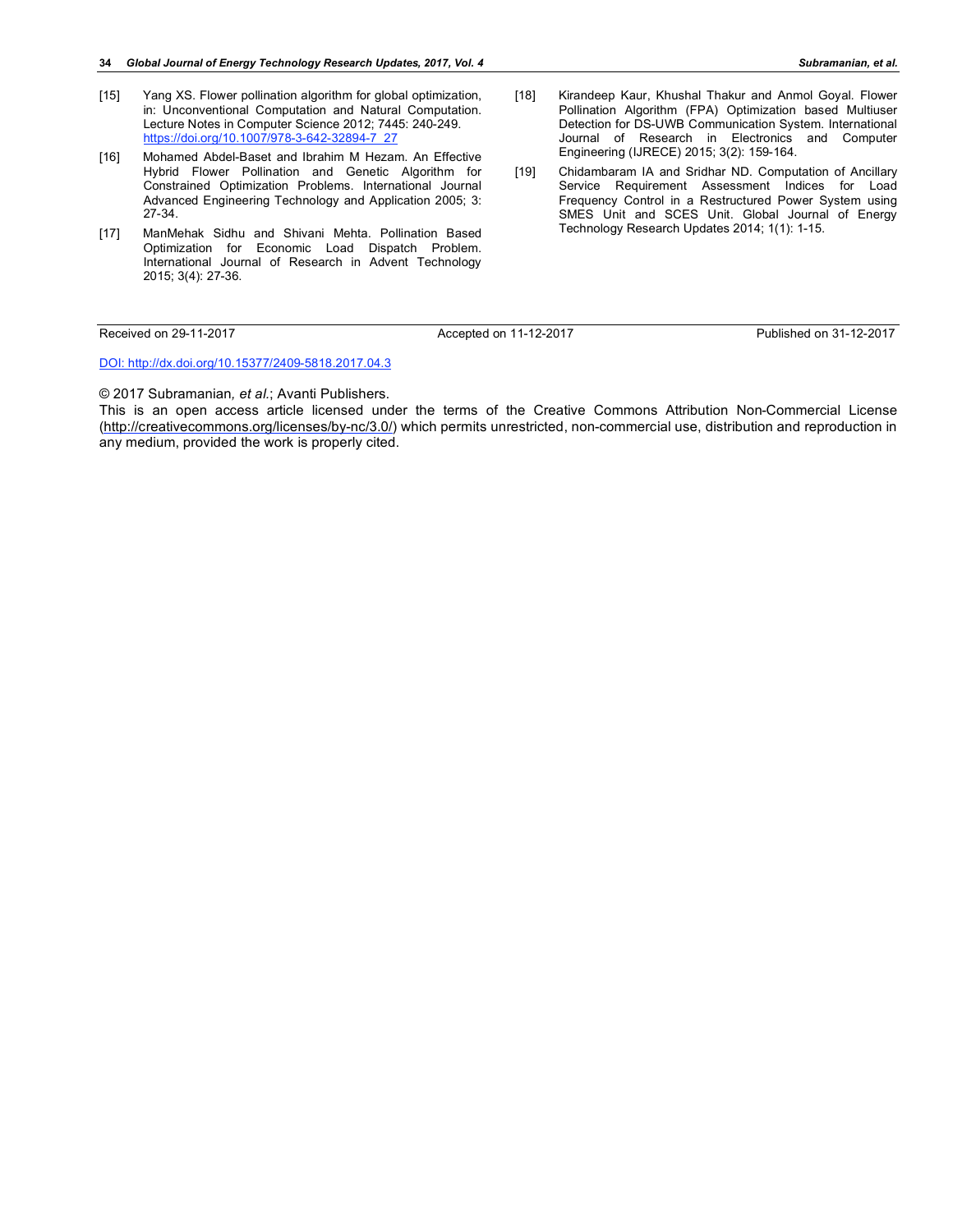[15] Yang XS. Flower pollination algorithm for global optimization, in: Unconventional Computation and Natural Computation. Lecture Notes in Computer Science 2012; 7445: 240-249. https://doi.org/10.1007/978-3-642-32894-7_27

[16] Mohamed Abdel-Baset and Ibrahim M Hezam. An Effective Hybrid Flower Pollination and Genetic Algorithm for Constrained Optimization Problems. International Journal Advanced Engineering Technology and Application 2005; 3: 27-34.

[17] ManMehak Sidhu and Shivani Mehta. Pollination Based Optimization for Economic Load Dispatch Problem. International Journal of Research in Advent Technology 2015; 3(4): 27-36.

[18] Kirandeep Kaur, Khushal Thakur and Anmol Goyal. Flower Pollination Algorithm (FPA) Optimization based Multiuser Detection for DS-UWB Communication System. International Journal of Research in Electronics and Computer Engineering (IJRECE) 2015; 3(2): 159-164.

[19] Chidambaram IA and Sridhar ND. Computation of Ancillary Service Requirement Assessment Indices for Load Frequency Control in a Restructured Power System using SMES Unit and SCES Unit. Global Journal of Energy Technology Research Updates 2014; 1(1): 1-15.

Received on 29-11-2017 Accepted on 11-12-2017 Published on 31-12-2017

DOI: http://dx.doi.org/10.15377/2409-5818.2017.04.3

© 2017 Subramanian, *et al.*; Avanti Publishers.

This is an open access article licensed under the terms of the Creative Commons Attribution Non-Commercial License (http://creativecommons.org/licenses/by-nc/3.0/) which permits unrestricted, non-commercial use, distribution and reproduction in any medium, provided the work is properly cited.